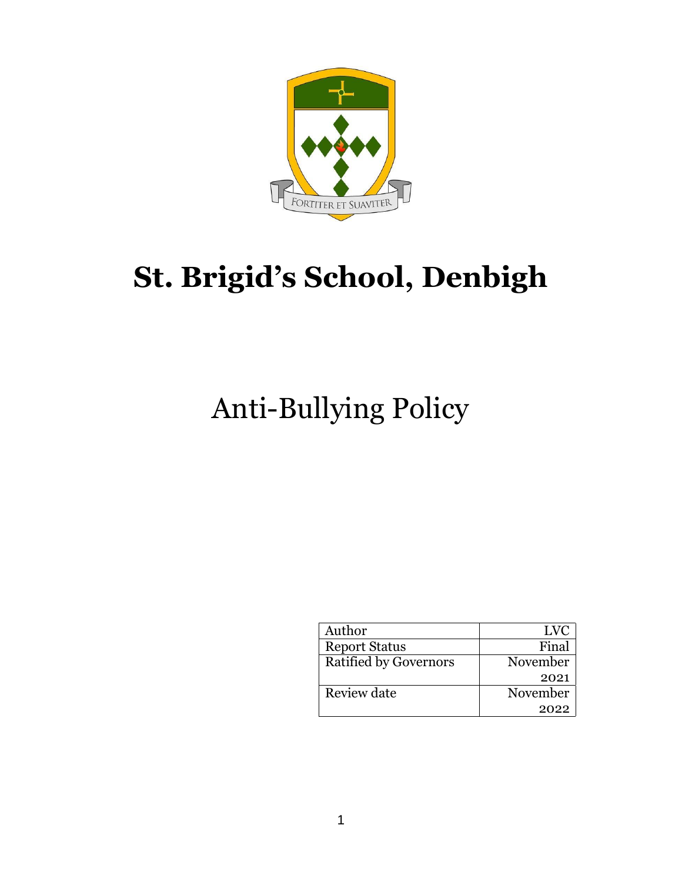FORTITER ET SUAVITER

# St. Brigid's School, Denbigh

## Anti-Bullying Policy

| Author | LVC |
| --- | --- |
| Report Status | Final |
| Ratified by Governors | November 2021 |
| Review date | November 2022 |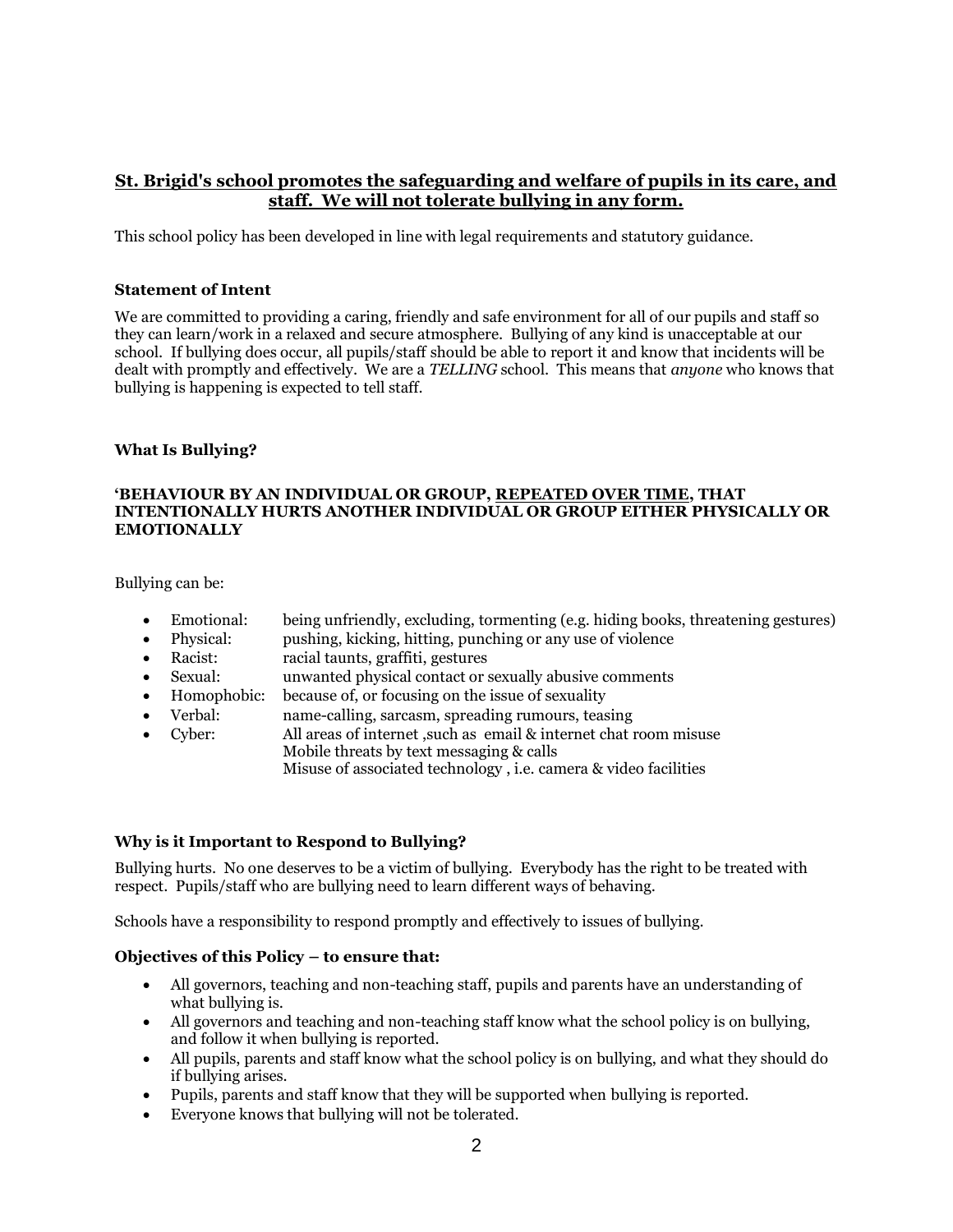## **St. Brigid's school promotes the safeguarding and welfare of pupils in its care, and staff. We will not tolerate bullying in any form.**

This school policy has been developed in line with legal requirements and statutory guidance.

### **Statement of Intent**

We are committed to providing a caring, friendly and safe environment for all of our pupils and staff so they can learn/work in a relaxed and secure atmosphere. Bullying of any kind is unacceptable at our school. If bullying does occur, all pupils/staff should be able to report it and know that incidents will be dealt with promptly and effectively. We are a *TELLING* school. This means that *anyone* who knows that bullying is happening is expected to tell staff.

### **What Is Bullying?**

**'BEHAVIOUR BY AN INDIVIDUAL OR GROUP, <u>REPEATED OVER TIME</u>, THAT INTENTIONALLY HURTS ANOTHER INDIVIDUAL OR GROUP EITHER PHYSICALLY OR EMOTIONALLY**

Bullying can be:

- Emotional: being unfriendly, excluding, tormenting (e.g. hiding books, threatening gestures)
- Physical: pushing, kicking, hitting, punching or any use of violence
- Racist: racial taunts, graffiti, gestures
- Sexual: unwanted physical contact or sexually abusive comments
- Homophobic: because of, or focusing on the issue of sexuality
- Verbal: name-calling, sarcasm, spreading rumours, teasing
- Cyber: All areas of internet ,such as email & internet chat room misuse
  Mobile threats by text messaging & calls
  Misuse of associated technology , i.e. camera & video facilities

### **Why is it Important to Respond to Bullying?**

Bullying hurts. No one deserves to be a victim of bullying. Everybody has the right to be treated with respect. Pupils/staff who are bullying need to learn different ways of behaving.

Schools have a responsibility to respond promptly and effectively to issues of bullying.

### **Objectives of this Policy – to ensure that:**

- All governors, teaching and non-teaching staff, pupils and parents have an understanding of what bullying is.
- All governors and teaching and non-teaching staff know what the school policy is on bullying, and follow it when bullying is reported.
- All pupils, parents and staff know what the school policy is on bullying, and what they should do if bullying arises.
- Pupils, parents and staff know that they will be supported when bullying is reported.
- Everyone knows that bullying will not be tolerated.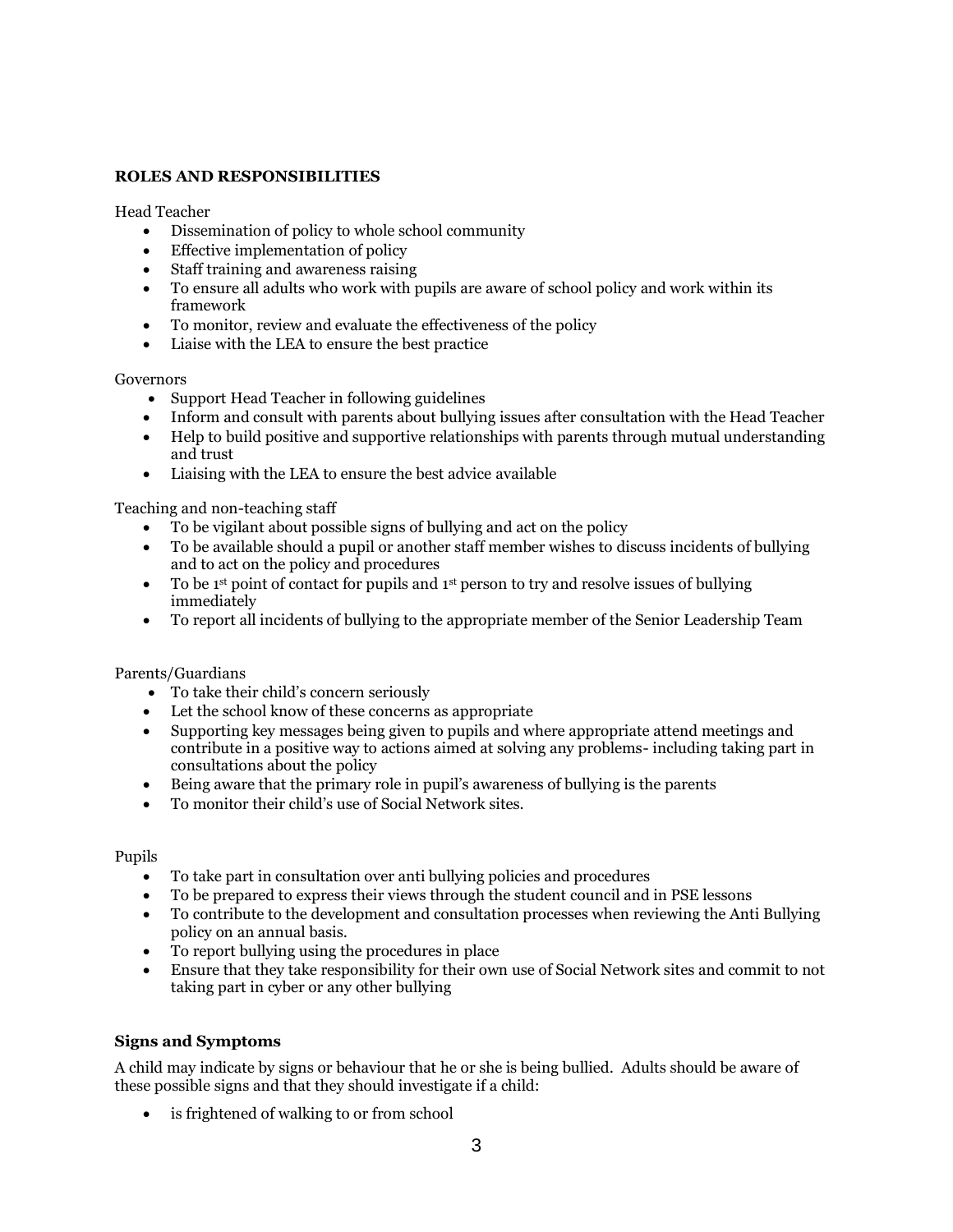**ROLES AND RESPONSIBILITIES**

Head Teacher

- Dissemination of policy to whole school community
- Effective implementation of policy
- Staff training and awareness raising
- To ensure all adults who work with pupils are aware of school policy and work within its framework
- To monitor, review and evaluate the effectiveness of the policy
- Liaise with the LEA to ensure the best practice

Governors

- Support Head Teacher in following guidelines
- Inform and consult with parents about bullying issues after consultation with the Head Teacher
- Help to build positive and supportive relationships with parents through mutual understanding and trust
- Liaising with the LEA to ensure the best advice available

Teaching and non-teaching staff

- To be vigilant about possible signs of bullying and act on the policy
- To be available should a pupil or another staff member wishes to discuss incidents of bullying and to act on the policy and procedures
- To be 1st point of contact for pupils and 1st person to try and resolve issues of bullying immediately
- To report all incidents of bullying to the appropriate member of the Senior Leadership Team

Parents/Guardians

- To take their child's concern seriously
- Let the school know of these concerns as appropriate
- Supporting key messages being given to pupils and where appropriate attend meetings and contribute in a positive way to actions aimed at solving any problems- including taking part in consultations about the policy
- Being aware that the primary role in pupil's awareness of bullying is the parents
- To monitor their child's use of Social Network sites.

Pupils

- To take part in consultation over anti bullying policies and procedures
- To be prepared to express their views through the student council and in PSE lessons
- To contribute to the development and consultation processes when reviewing the Anti Bullying policy on an annual basis.
- To report bullying using the procedures in place
- Ensure that they take responsibility for their own use of Social Network sites and commit to not taking part in cyber or any other bullying

**Signs and Symptoms**

A child may indicate by signs or behaviour that he or she is being bullied. Adults should be aware of these possible signs and that they should investigate if a child:

- is frightened of walking to or from school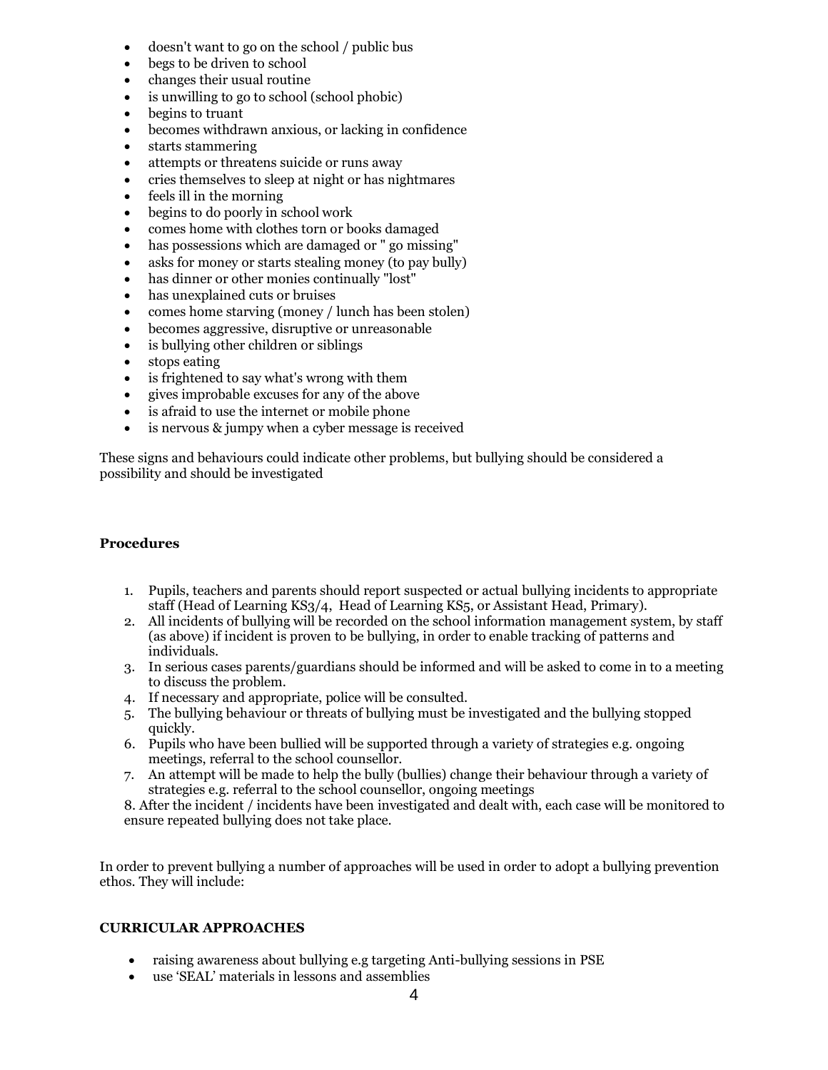- doesn't want to go on the school / public bus
- begs to be driven to school
- changes their usual routine
- is unwilling to go to school (school phobic)
- begins to truant
- becomes withdrawn anxious, or lacking in confidence
- starts stammering
- attempts or threatens suicide or runs away
- cries themselves to sleep at night or has nightmares
- feels ill in the morning
- begins to do poorly in school work
- comes home with clothes torn or books damaged
- has possessions which are damaged or " go missing"
- asks for money or starts stealing money (to pay bully)
- has dinner or other monies continually "lost"
- has unexplained cuts or bruises
- comes home starving (money / lunch has been stolen)
- becomes aggressive, disruptive or unreasonable
- is bullying other children or siblings
- stops eating
- is frightened to say what's wrong with them
- gives improbable excuses for any of the above
- is afraid to use the internet or mobile phone
- is nervous & jumpy when a cyber message is received

These signs and behaviours could indicate other problems, but bullying should be considered a possibility and should be investigated

**Procedures**

1. Pupils, teachers and parents should report suspected or actual bullying incidents to appropriate staff (Head of Learning KS3/4, Head of Learning KS5, or Assistant Head, Primary).
2. All incidents of bullying will be recorded on the school information management system, by staff (as above) if incident is proven to be bullying, in order to enable tracking of patterns and individuals.
3. In serious cases parents/guardians should be informed and will be asked to come in to a meeting to discuss the problem.
4. If necessary and appropriate, police will be consulted.
5. The bullying behaviour or threats of bullying must be investigated and the bullying stopped quickly.
6. Pupils who have been bullied will be supported through a variety of strategies e.g. ongoing meetings, referral to the school counsellor.
7. An attempt will be made to help the bully (bullies) change their behaviour through a variety of strategies e.g. referral to the school counsellor, ongoing meetings
8. After the incident / incidents have been investigated and dealt with, each case will be monitored to ensure repeated bullying does not take place.

In order to prevent bullying a number of approaches will be used in order to adopt a bullying prevention ethos. They will include:

**CURRICULAR APPROACHES**

- raising awareness about bullying e.g targeting Anti-bullying sessions in PSE
- use 'SEAL' materials in lessons and assemblies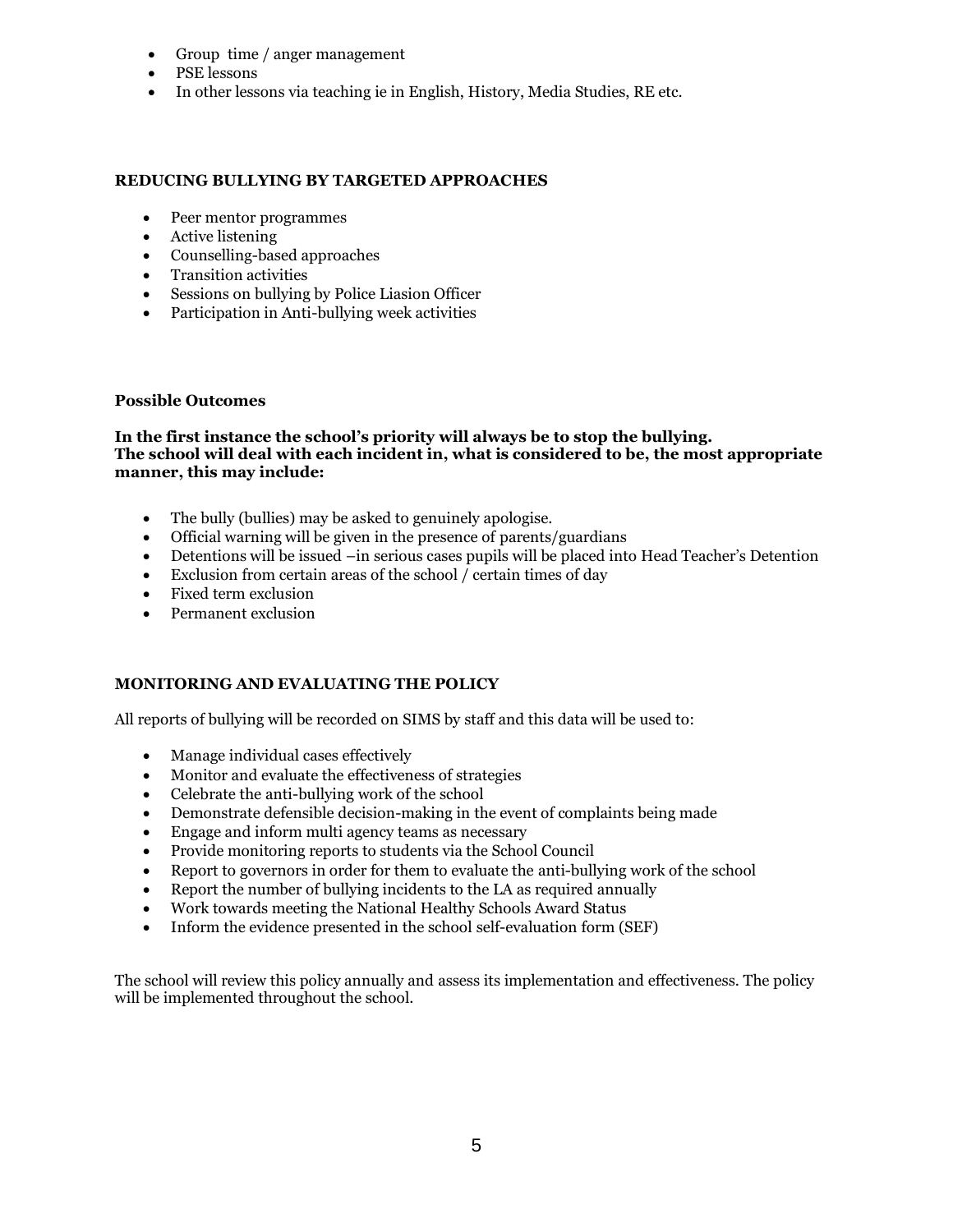- Group time / anger management
- PSE lessons
- In other lessons via teaching ie in English, History, Media Studies, RE etc.

**REDUCING BULLYING BY TARGETED APPROACHES**

- Peer mentor programmes
- Active listening
- Counselling-based approaches
- Transition activities
- Sessions on bullying by Police Liasion Officer
- Participation in Anti-bullying week activities

**Possible Outcomes**

**In the first instance the school's priority will always be to stop the bullying.**
**The school will deal with each incident in, what is considered to be, the most appropriate manner, this may include:**

- The bully (bullies) may be asked to genuinely apologise.
- Official warning will be given in the presence of parents/guardians
- Detentions will be issued –in serious cases pupils will be placed into Head Teacher's Detention
- Exclusion from certain areas of the school / certain times of day
- Fixed term exclusion
- Permanent exclusion

**MONITORING AND EVALUATING THE POLICY**

All reports of bullying will be recorded on SIMS by staff and this data will be used to:

- Manage individual cases effectively
- Monitor and evaluate the effectiveness of strategies
- Celebrate the anti-bullying work of the school
- Demonstrate defensible decision-making in the event of complaints being made
- Engage and inform multi agency teams as necessary
- Provide monitoring reports to students via the School Council
- Report to governors in order for them to evaluate the anti-bullying work of the school
- Report the number of bullying incidents to the LA as required annually
- Work towards meeting the National Healthy Schools Award Status
- Inform the evidence presented in the school self-evaluation form (SEF)

The school will review this policy annually and assess its implementation and effectiveness. The policy will be implemented throughout the school.